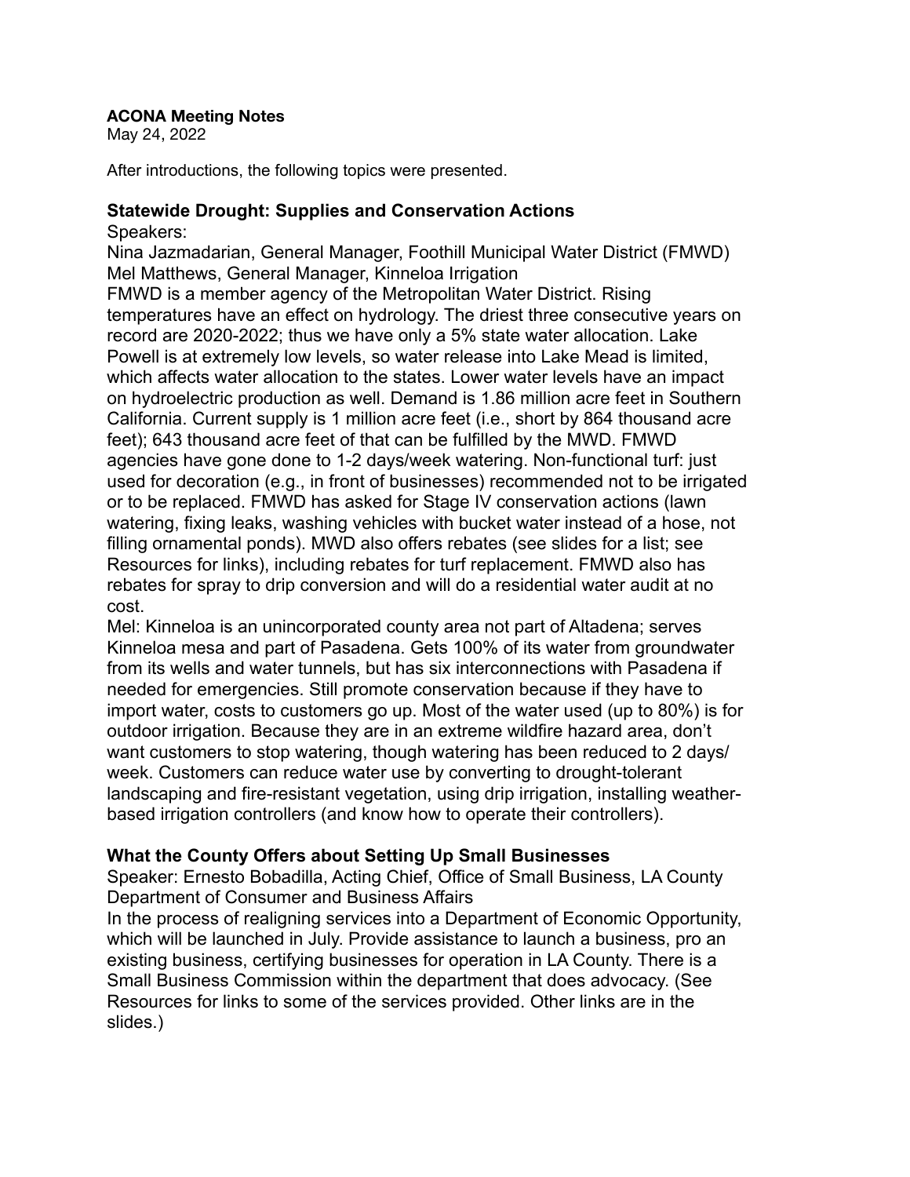**ACONA Meeting Notes**
May 24, 2022

After introductions, the following topics were presented.

### Statewide Drought: Supplies and Conservation Actions

Speakers:
Nina Jazmadarian, General Manager, Foothill Municipal Water District (FMWD)
Mel Matthews, General Manager, Kinneloa Irrigation

FMWD is a member agency of the Metropolitan Water District. Rising temperatures have an effect on hydrology. The driest three consecutive years on record are 2020-2022; thus we have only a 5% state water allocation. Lake Powell is at extremely low levels, so water release into Lake Mead is limited, which affects water allocation to the states. Lower water levels have an impact on hydroelectric production as well. Demand is 1.86 million acre feet in Southern California. Current supply is 1 million acre feet (i.e., short by 864 thousand acre feet); 643 thousand acre feet of that can be fulfilled by the MWD. FMWD agencies have gone done to 1-2 days/week watering. Non-functional turf: just used for decoration (e.g., in front of businesses) recommended not to be irrigated or to be replaced. FMWD has asked for Stage IV conservation actions (lawn watering, fixing leaks, washing vehicles with bucket water instead of a hose, not filling ornamental ponds). MWD also offers rebates (see slides for a list; see Resources for links), including rebates for turf replacement. FMWD also has rebates for spray to drip conversion and will do a residential water audit at no cost.

Mel: Kinneloa is an unincorporated county area not part of Altadena; serves Kinneloa mesa and part of Pasadena. Gets 100% of its water from groundwater from its wells and water tunnels, but has six interconnections with Pasadena if needed for emergencies. Still promote conservation because if they have to import water, costs to customers go up. Most of the water used (up to 80%) is for outdoor irrigation. Because they are in an extreme wildfire hazard area, don't want customers to stop watering, though watering has been reduced to 2 days/week. Customers can reduce water use by converting to drought-tolerant landscaping and fire-resistant vegetation, using drip irrigation, installing weather-based irrigation controllers (and know how to operate their controllers).

### What the County Offers about Setting Up Small Businesses

Speaker: Ernesto Bobadilla, Acting Chief, Office of Small Business, LA County Department of Consumer and Business Affairs

In the process of realigning services into a Department of Economic Opportunity, which will be launched in July. Provide assistance to launch a business, pro an existing business, certifying businesses for operation in LA County. There is a Small Business Commission within the department that does advocacy. (See Resources for links to some of the services provided. Other links are in the slides.)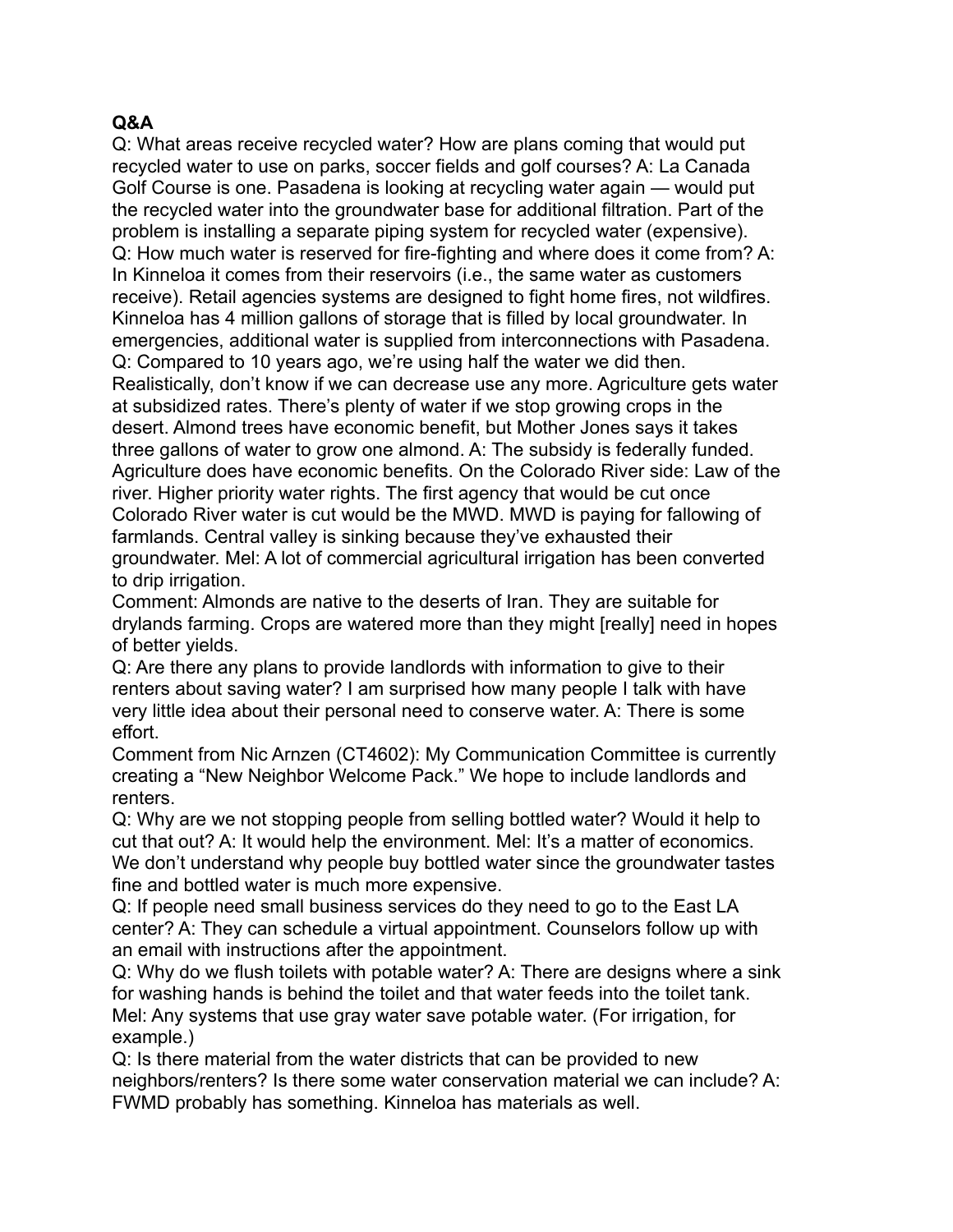**Q&A**

Q: What areas receive recycled water? How are plans coming that would put recycled water to use on parks, soccer fields and golf courses? A: La Canada Golf Course is one. Pasadena is looking at recycling water again — would put the recycled water into the groundwater base for additional filtration. Part of the problem is installing a separate piping system for recycled water (expensive).

Q: How much water is reserved for fire-fighting and where does it come from? A: In Kinneloa it comes from their reservoirs (i.e., the same water as customers receive). Retail agencies systems are designed to fight home fires, not wildfires. Kinneloa has 4 million gallons of storage that is filled by local groundwater. In emergencies, additional water is supplied from interconnections with Pasadena.

Q: Compared to 10 years ago, we're using half the water we did then. Realistically, don't know if we can decrease use any more. Agriculture gets water at subsidized rates. There's plenty of water if we stop growing crops in the desert. Almond trees have economic benefit, but Mother Jones says it takes three gallons of water to grow one almond. A: The subsidy is federally funded. Agriculture does have economic benefits. On the Colorado River side: Law of the river. Higher priority water rights. The first agency that would be cut once Colorado River water is cut would be the MWD. MWD is paying for fallowing of farmlands. Central valley is sinking because they've exhausted their groundwater. Mel: A lot of commercial agricultural irrigation has been converted to drip irrigation.

Comment: Almonds are native to the deserts of Iran. They are suitable for drylands farming. Crops are watered more than they might [really] need in hopes of better yields.

Q: Are there any plans to provide landlords with information to give to their renters about saving water? I am surprised how many people I talk with have very little idea about their personal need to conserve water. A: There is some effort.

Comment from Nic Arnzen (CT4602): My Communication Committee is currently creating a "New Neighbor Welcome Pack." We hope to include landlords and renters.

Q: Why are we not stopping people from selling bottled water? Would it help to cut that out? A: It would help the environment. Mel: It's a matter of economics. We don't understand why people buy bottled water since the groundwater tastes fine and bottled water is much more expensive.

Q: If people need small business services do they need to go to the East LA center? A: They can schedule a virtual appointment. Counselors follow up with an email with instructions after the appointment.

Q: Why do we flush toilets with potable water? A: There are designs where a sink for washing hands is behind the toilet and that water feeds into the toilet tank. Mel: Any systems that use gray water save potable water. (For irrigation, for example.)

Q: Is there material from the water districts that can be provided to new neighbors/renters? Is there some water conservation material we can include? A: FWMD probably has something. Kinneloa has materials as well.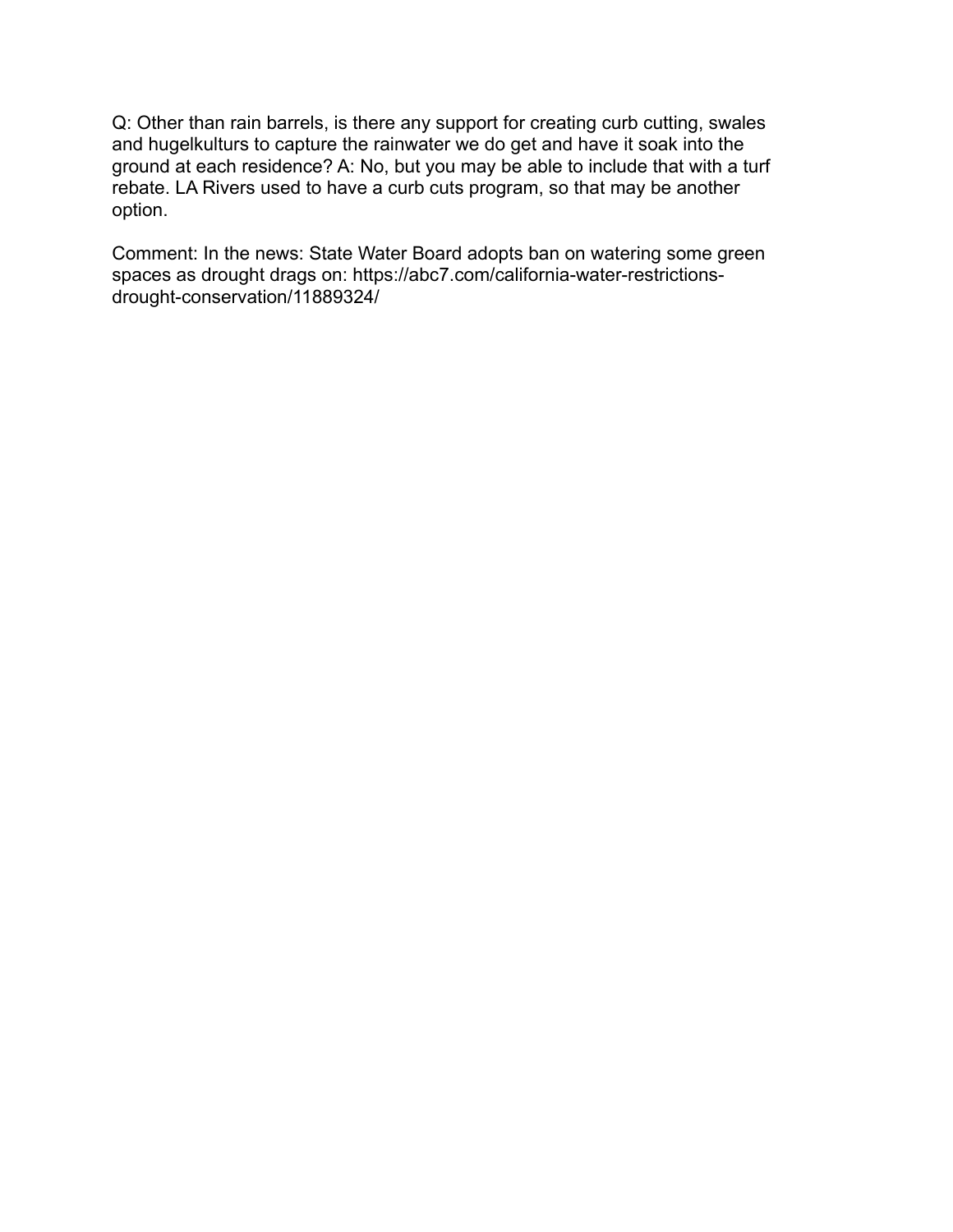Q: Other than rain barrels, is there any support for creating curb cutting, swales and hugelkulturs to capture the rainwater we do get and have it soak into the ground at each residence? A: No, but you may be able to include that with a turf rebate. LA Rivers used to have a curb cuts program, so that may be another option.

Comment: In the news: State Water Board adopts ban on watering some green spaces as drought drags on: https://abc7.com/california-water-restrictions-drought-conservation/11889324/